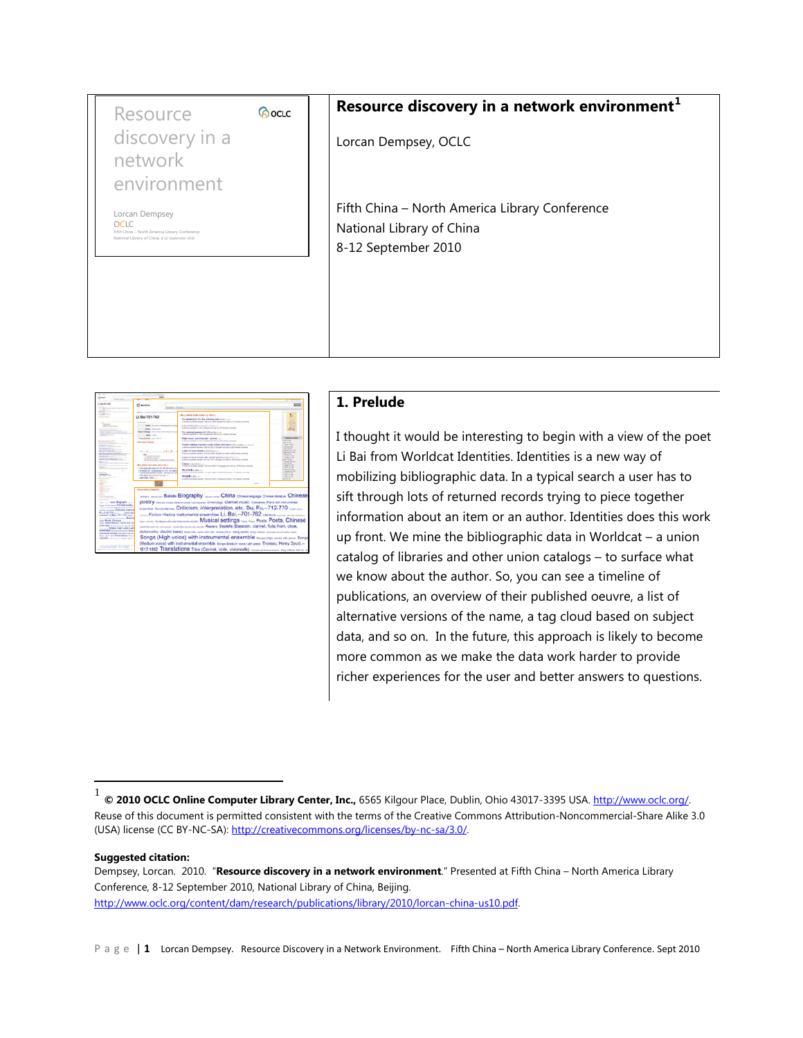# Resource discovery in a network environment[1]

Lorcan Dempsey, OCLC

Fifth China – North America Library Conference
National Library of China
8-12 September 2010

## 1. Prelude

I thought it would be interesting to begin with a view of the poet Li Bai from Worldcat Identities. Identities is a new way of mobilizing bibliographic data. In a typical search a user has to sift through lots of returned records trying to piece together information about an item or an author. Identities does this work up front. We mine the bibliographic data in Worldcat – a union catalog of libraries and other union catalogs – to surface what we know about the author. So, you can see a timeline of publications, an overview of their published oeuvre, a list of alternative versions of the name, a tag cloud based on subject data, and so on. In the future, this approach is likely to become more common as we make the data work harder to provide richer experiences for the user and better answers to questions.

---

[1] **© 2010 OCLC Online Computer Library Center, Inc.,** 6565 Kilgour Place, Dublin, Ohio 43017-3395 USA. http://www.oclc.org/.
Reuse of this document is permitted consistent with the terms of the Creative Commons Attribution-Noncommercial-Share Alike 3.0 (USA) license (CC BY-NC-SA): http://creativecommons.org/licenses/by-nc-sa/3.0/.

**Suggested citation:**
Dempsey, Lorcan. 2010. "**Resource discovery in a network environment**." Presented at Fifth China – North America Library Conference, 8-12 September 2010, National Library of China, Beijing.
http://www.oclc.org/content/dam/research/publications/library/2010/lorcan-china-us10.pdf.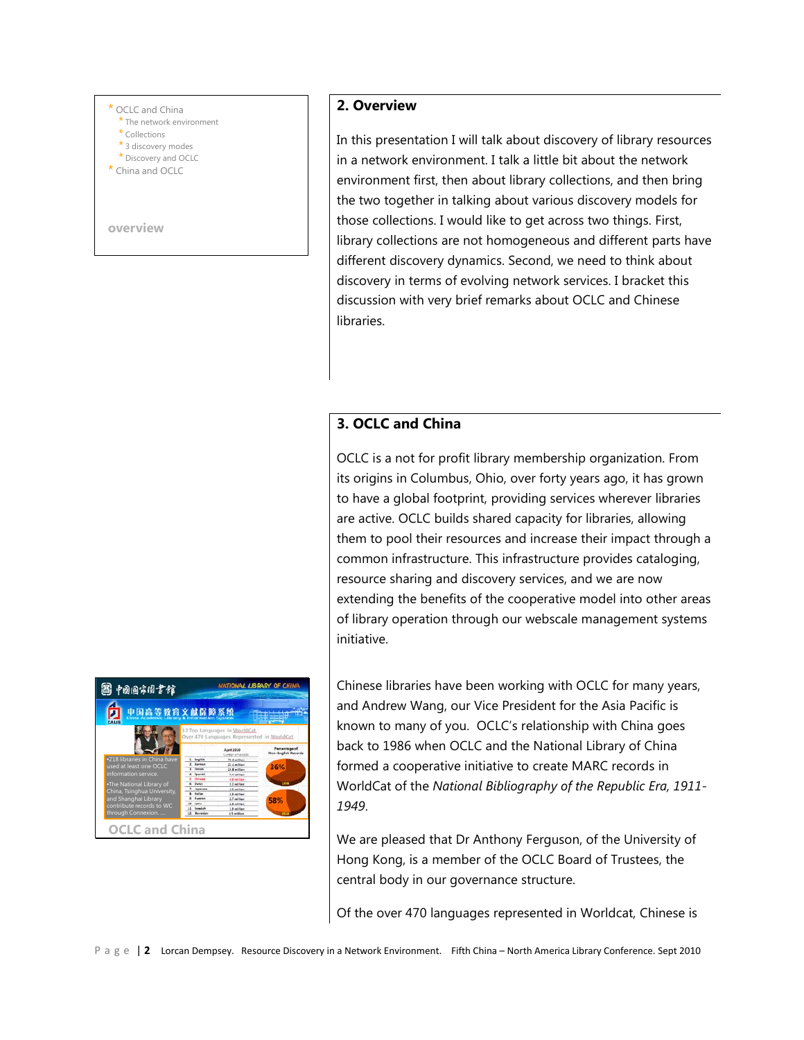- OCLC and China
  - The network environment
  - Collections
  - 3 discovery modes
  - Discovery and OCLC
- China and OCLC

overview

## 2. Overview

In this presentation I will talk about discovery of library resources in a network environment. I talk a little bit about the network environment first, then about library collections, and then bring the two together in talking about various discovery models for those collections. I would like to get across two things. First, library collections are not homogeneous and different parts have different discovery dynamics. Second, we need to think about discovery in terms of evolving network services. I bracket this discussion with very brief remarks about OCLC and Chinese libraries.

## 3. OCLC and China

OCLC is a not for profit library membership organization. From its origins in Columbus, Ohio, over forty years ago, it has grown to have a global footprint, providing services wherever libraries are active. OCLC builds shared capacity for libraries, allowing them to pool their resources and increase their impact through a common infrastructure. This infrastructure provides cataloging, resource sharing and discovery services, and we are now extending the benefits of the cooperative model into other areas of library operation through our webscale management systems initiative.

Chinese libraries have been working with OCLC for many years, and Andrew Wang, our Vice President for the Asia Pacific is known to many of you. OCLC's relationship with China goes back to 1986 when OCLC and the National Library of China formed a cooperative initiative to create MARC records in WorldCat of the *National Bibliography of the Republic Era, 1911-1949*.

We are pleased that Dr Anthony Ferguson, of the University of Hong Kong, is a member of the OCLC Board of Trustees, the central body in our governance structure.

Of the over 470 languages represented in Worldcat, Chinese is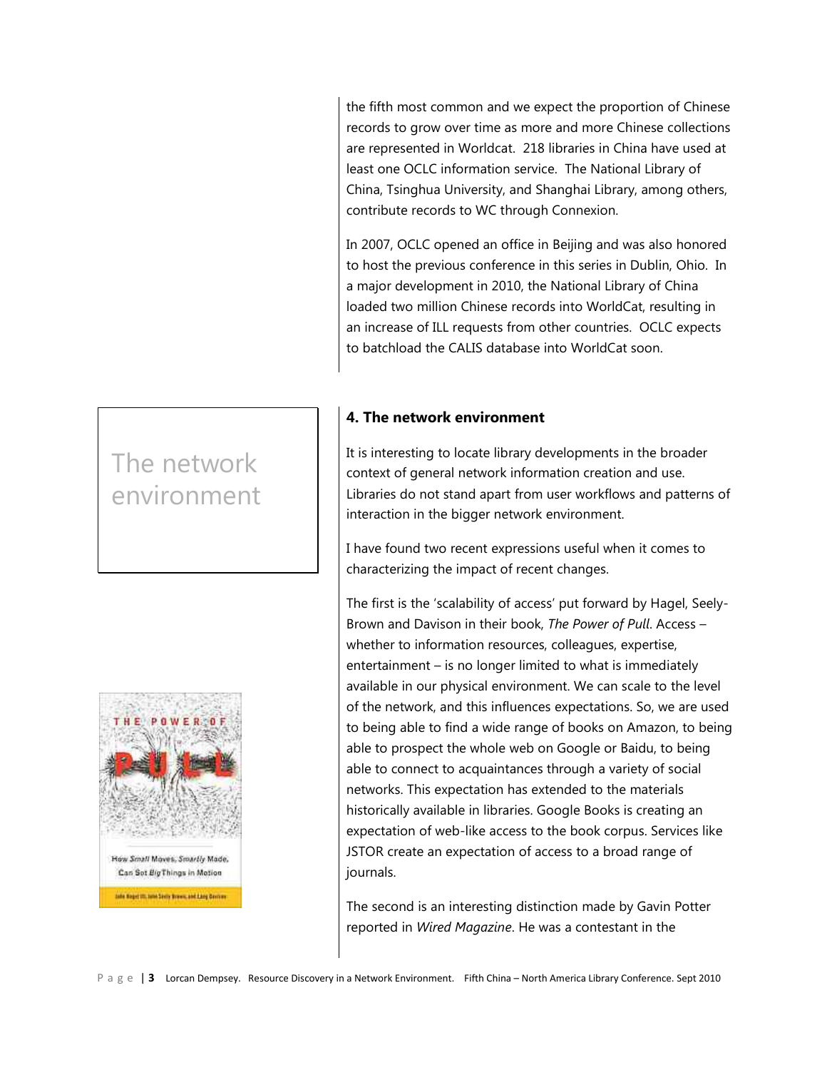the fifth most common and we expect the proportion of Chinese records to grow over time as more and more Chinese collections are represented in Worldcat. 218 libraries in China have used at least one OCLC information service. The National Library of China, Tsinghua University, and Shanghai Library, among others, contribute records to WC through Connexion.

In 2007, OCLC opened an office in Beijing and was also honored to host the previous conference in this series in Dublin, Ohio. In a major development in 2010, the National Library of China loaded two million Chinese records into WorldCat, resulting in an increase of ILL requests from other countries. OCLC expects to batchload the CALIS database into WorldCat soon.

The network environment

## 4. The network environment

It is interesting to locate library developments in the broader context of general network information creation and use. Libraries do not stand apart from user workflows and patterns of interaction in the bigger network environment.

I have found two recent expressions useful when it comes to characterizing the impact of recent changes.

The first is the 'scalability of access' put forward by Hagel, Seely-Brown and Davison in their book, *The Power of Pull*. Access – whether to information resources, colleagues, expertise, entertainment – is no longer limited to what is immediately available in our physical environment. We can scale to the level of the network, and this influences expectations. So, we are used to being able to find a wide range of books on Amazon, to being able to prospect the whole web on Google or Baidu, to being able to connect to acquaintances through a variety of social networks. This expectation has extended to the materials historically available in libraries. Google Books is creating an expectation of web-like access to the book corpus. Services like JSTOR create an expectation of access to a broad range of journals.

The second is an interesting distinction made by Gavin Potter reported in *Wired Magazine*. He was a contestant in the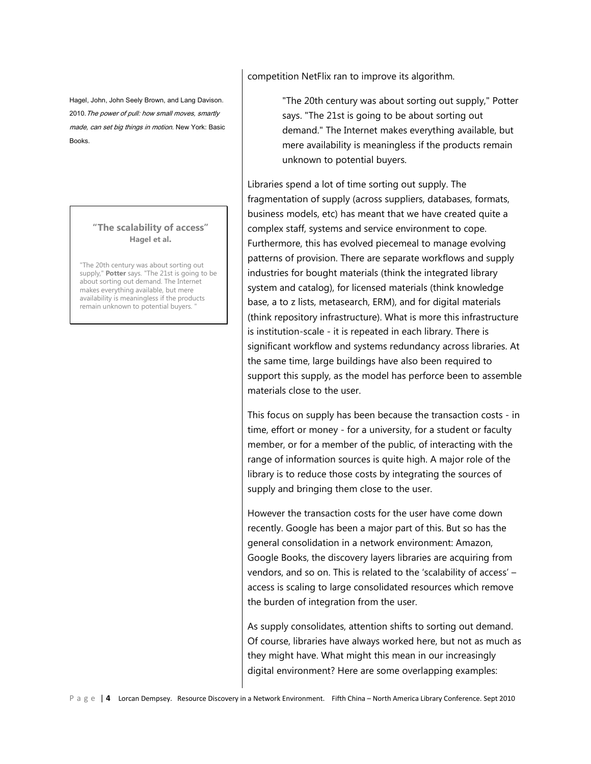competition NetFlix ran to improve its algorithm.

> "The 20th century was about sorting out supply," Potter says. "The 21st is going to be about sorting out demand." The Internet makes everything available, but mere availability is meaningless if the products remain unknown to potential buyers.

Hagel, John, John Seely Brown, and Lang Davison. 2010. *The power of pull: how small moves, smartly made, can set big things in motion*. New York: Basic Books.

> **"The scalability of access"**
> **Hagel et al.**
>
> "The 20th century was about sorting out supply," **Potter** says. "The 21st is going to be about sorting out demand. The Internet makes everything available, but mere availability is meaningless if the products remain unknown to potential buyers. "

Libraries spend a lot of time sorting out supply. The fragmentation of supply (across suppliers, databases, formats, business models, etc) has meant that we have created quite a complex staff, systems and service environment to cope. Furthermore, this has evolved piecemeal to manage evolving patterns of provision. There are separate workflows and supply industries for bought materials (think the integrated library system and catalog), for licensed materials (think knowledge base, a to z lists, metasearch, ERM), and for digital materials (think repository infrastructure). What is more this infrastructure is institution-scale - it is repeated in each library. There is significant workflow and systems redundancy across libraries. At the same time, large buildings have also been required to support this supply, as the model has perforce been to assemble materials close to the user.

This focus on supply has been because the transaction costs - in time, effort or money - for a university, for a student or faculty member, or for a member of the public, of interacting with the range of information sources is quite high. A major role of the library is to reduce those costs by integrating the sources of supply and bringing them close to the user.

However the transaction costs for the user have come down recently. Google has been a major part of this. But so has the general consolidation in a network environment: Amazon, Google Books, the discovery layers libraries are acquiring from vendors, and so on. This is related to the 'scalability of access' – access is scaling to large consolidated resources which remove the burden of integration from the user.

As supply consolidates, attention shifts to sorting out demand. Of course, libraries have always worked here, but not as much as they might have. What might this mean in our increasingly digital environment? Here are some overlapping examples: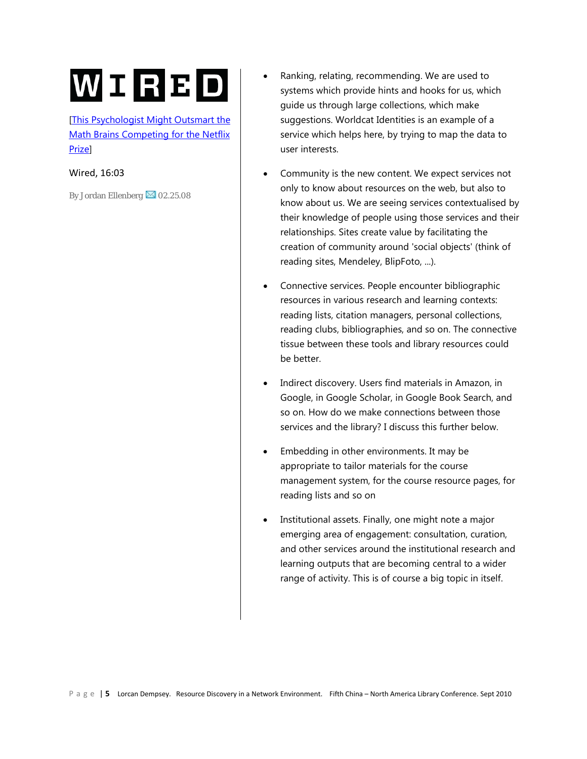WIRED

[This Psychologist Might Outsmart the Math Brains Competing for the Netflix Prize]

Wired, 16:03

By Jordan Ellenberg 02.25.08

- Ranking, relating, recommending. We are used to systems which provide hints and hooks for us, which guide us through large collections, which make suggestions. Worldcat Identities is an example of a service which helps here, by trying to map the data to user interests.

- Community is the new content. We expect services not only to know about resources on the web, but also to know about us. We are seeing services contextualised by their knowledge of people using those services and their relationships. Sites create value by facilitating the creation of community around 'social objects' (think of reading sites, Mendeley, BlipFoto, ...).

- Connective services. People encounter bibliographic resources in various research and learning contexts: reading lists, citation managers, personal collections, reading clubs, bibliographies, and so on. The connective tissue between these tools and library resources could be better.

- Indirect discovery. Users find materials in Amazon, in Google, in Google Scholar, in Google Book Search, and so on. How do we make connections between those services and the library? I discuss this further below.

- Embedding in other environments. It may be appropriate to tailor materials for the course management system, for the course resource pages, for reading lists and so on

- Institutional assets. Finally, one might note a major emerging area of engagement: consultation, curation, and other services around the institutional research and learning outputs that are becoming central to a wider range of activity. This is of course a big topic in itself.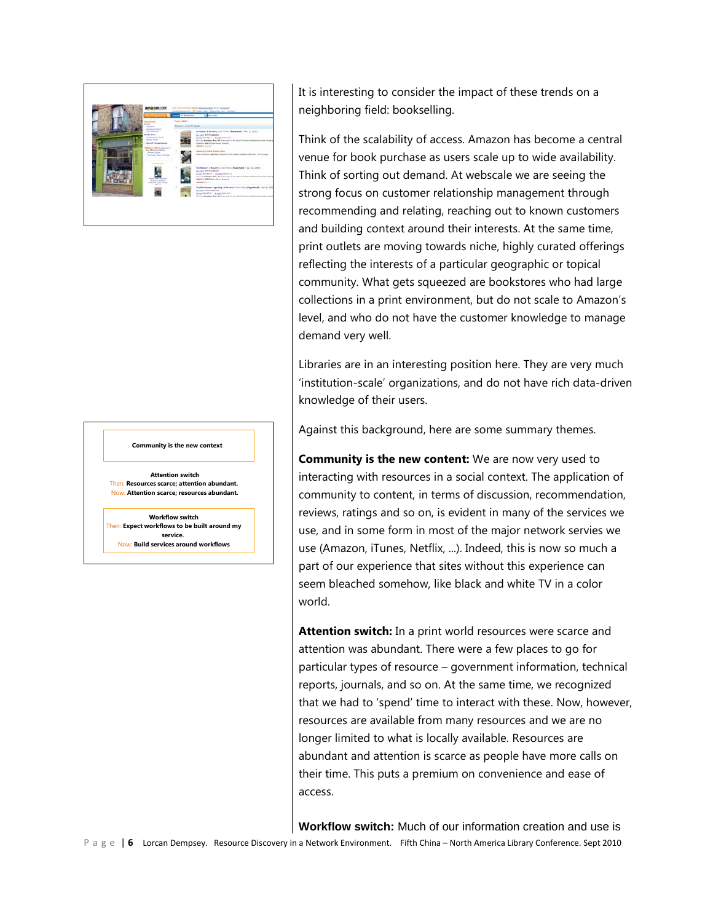Community is the new context

Attention switch
Then: Resources scarce; attention abundant.
Now: Attention scarce; resources abundant.

Workflow switch
Then: Expect workflows to be built around my service.
Now: Build services around workflows

It is interesting to consider the impact of these trends on a neighboring field: bookselling.

Think of the scalability of access. Amazon has become a central venue for book purchase as users scale up to wide availability. Think of sorting out demand. At webscale we are seeing the strong focus on customer relationship management through recommending and relating, reaching out to known customers and building context around their interests. At the same time, print outlets are moving towards niche, highly curated offerings reflecting the interests of a particular geographic or topical community. What gets squeezed are bookstores who had large collections in a print environment, but do not scale to Amazon's level, and who do not have the customer knowledge to manage demand very well.

Libraries are in an interesting position here. They are very much 'institution-scale' organizations, and do not have rich data-driven knowledge of their users.

Against this background, here are some summary themes.

**Community is the new content:** We are now very used to interacting with resources in a social context. The application of community to content, in terms of discussion, recommendation, reviews, ratings and so on, is evident in many of the services we use, and in some form in most of the major network servies we use (Amazon, iTunes, Netflix, ...). Indeed, this is now so much a part of our experience that sites without this experience can seem bleached somehow, like black and white TV in a color world.

**Attention switch:** In a print world resources were scarce and attention was abundant. There were a few places to go for particular types of resource – government information, technical reports, journals, and so on. At the same time, we recognized that we had to 'spend' time to interact with these. Now, however, resources are available from many resources and we are no longer limited to what is locally available. Resources are abundant and attention is scarce as people have more calls on their time. This puts a premium on convenience and ease of access.

**Workflow switch:** Much of our information creation and use is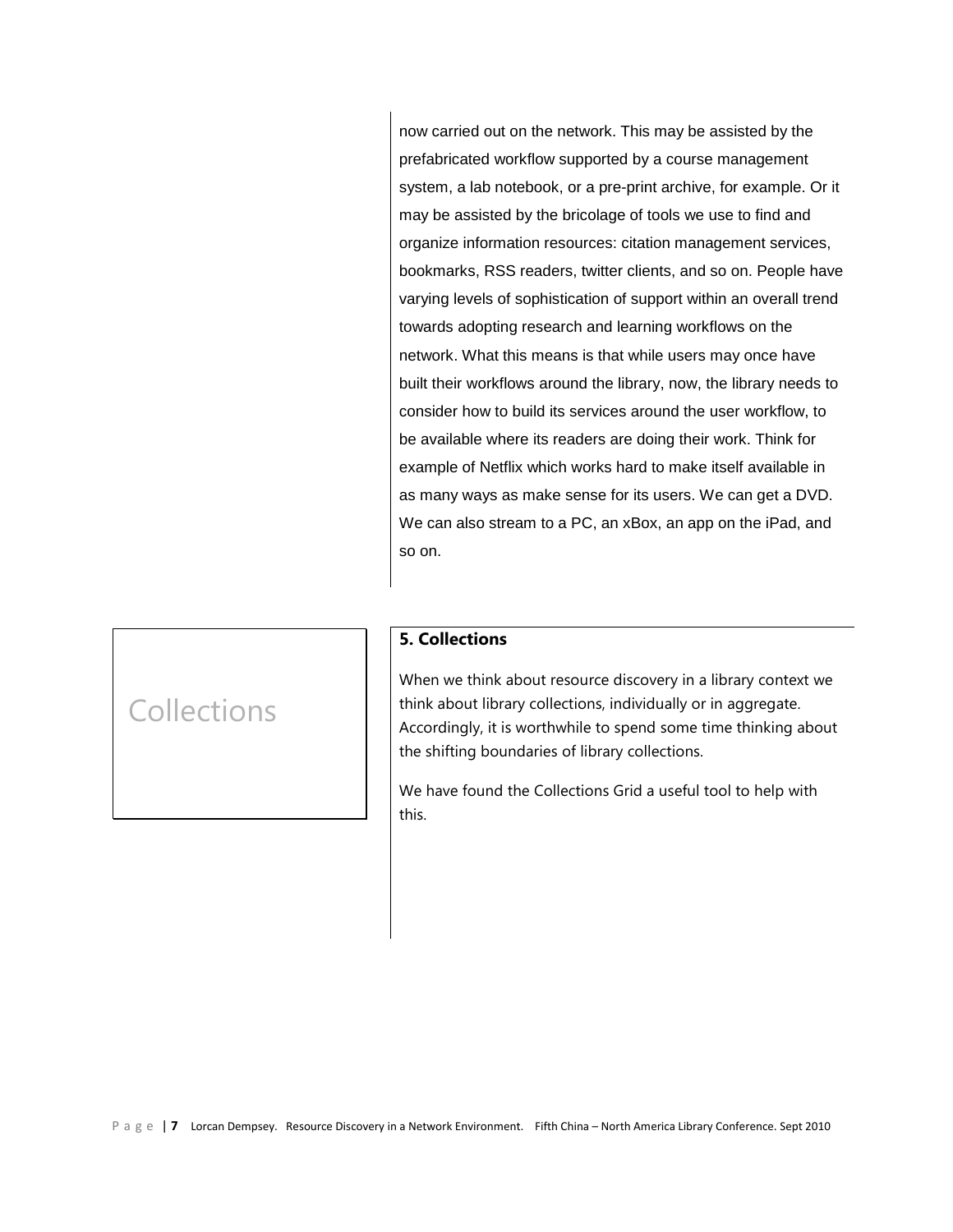now carried out on the network. This may be assisted by the prefabricated workflow supported by a course management system, a lab notebook, or a pre-print archive, for example. Or it may be assisted by the bricolage of tools we use to find and organize information resources: citation management services, bookmarks, RSS readers, twitter clients, and so on. People have varying levels of sophistication of support within an overall trend towards adopting research and learning workflows on the network. What this means is that while users may once have built their workflows around the library, now, the library needs to consider how to build its services around the user workflow, to be available where its readers are doing their work. Think for example of Netflix which works hard to make itself available in as many ways as make sense for its users. We can get a DVD. We can also stream to a PC, an xBox, an app on the iPad, and so on.

Collections

## 5. Collections

When we think about resource discovery in a library context we think about library collections, individually or in aggregate. Accordingly, it is worthwhile to spend some time thinking about the shifting boundaries of library collections.

We have found the Collections Grid a useful tool to help with this.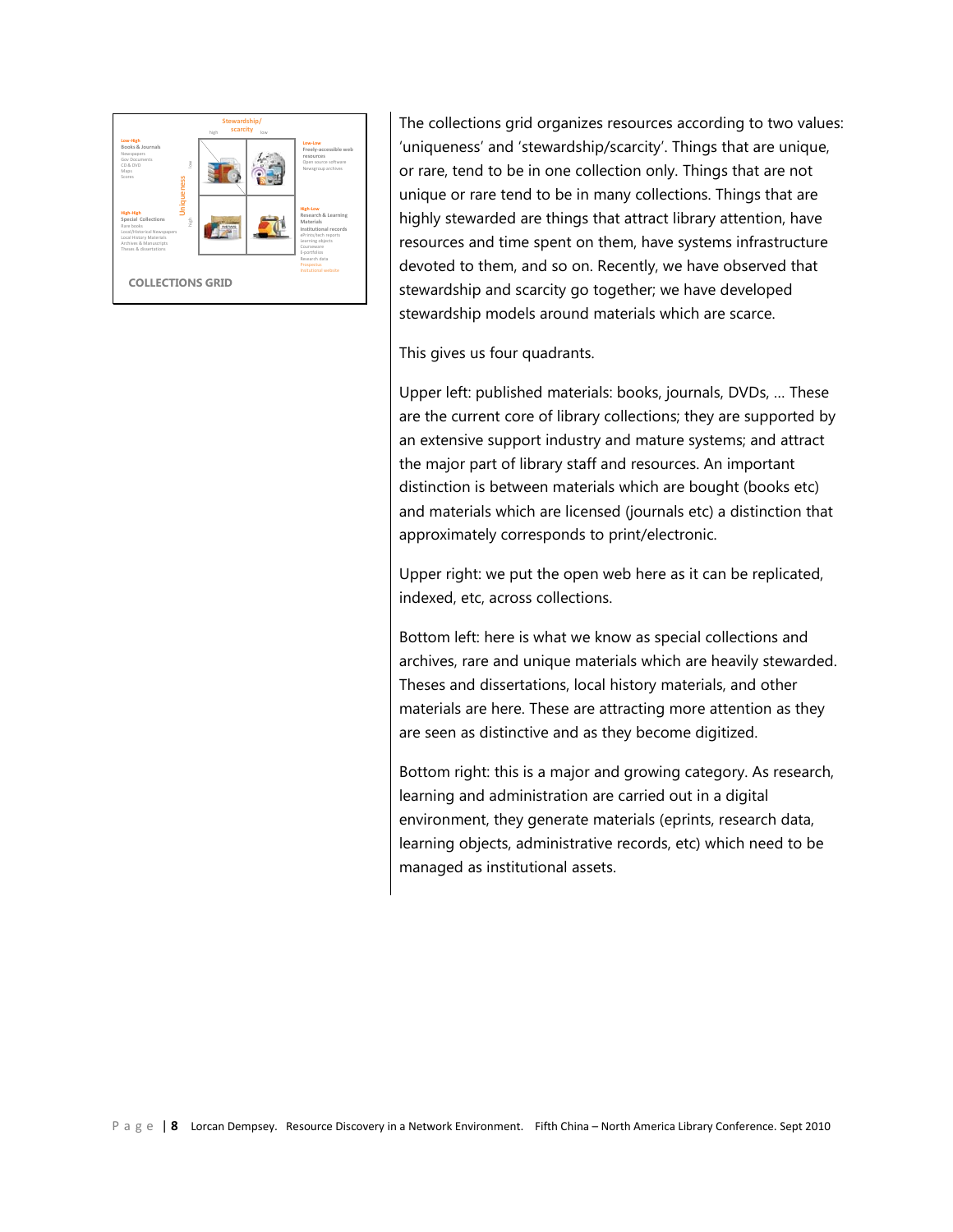The collections grid organizes resources according to two values: 'uniqueness' and 'stewardship/scarcity'. Things that are unique, or rare, tend to be in one collection only. Things that are not unique or rare tend to be in many collections. Things that are highly stewarded are things that attract library attention, have resources and time spent on them, have systems infrastructure devoted to them, and so on. Recently, we have observed that stewardship and scarcity go together; we have developed stewardship models around materials which are scarce.

This gives us four quadrants.

Upper left: published materials: books, journals, DVDs, … These are the current core of library collections; they are supported by an extensive support industry and mature systems; and attract the major part of library staff and resources. An important distinction is between materials which are bought (books etc) and materials which are licensed (journals etc) a distinction that approximately corresponds to print/electronic.

Upper right: we put the open web here as it can be replicated, indexed, etc, across collections.

Bottom left: here is what we know as special collections and archives, rare and unique materials which are heavily stewarded. Theses and dissertations, local history materials, and other materials are here. These are attracting more attention as they are seen as distinctive and as they become digitized.

Bottom right: this is a major and growing category. As research, learning and administration are carried out in a digital environment, they generate materials (eprints, research data, learning objects, administrative records, etc) which need to be managed as institutional assets.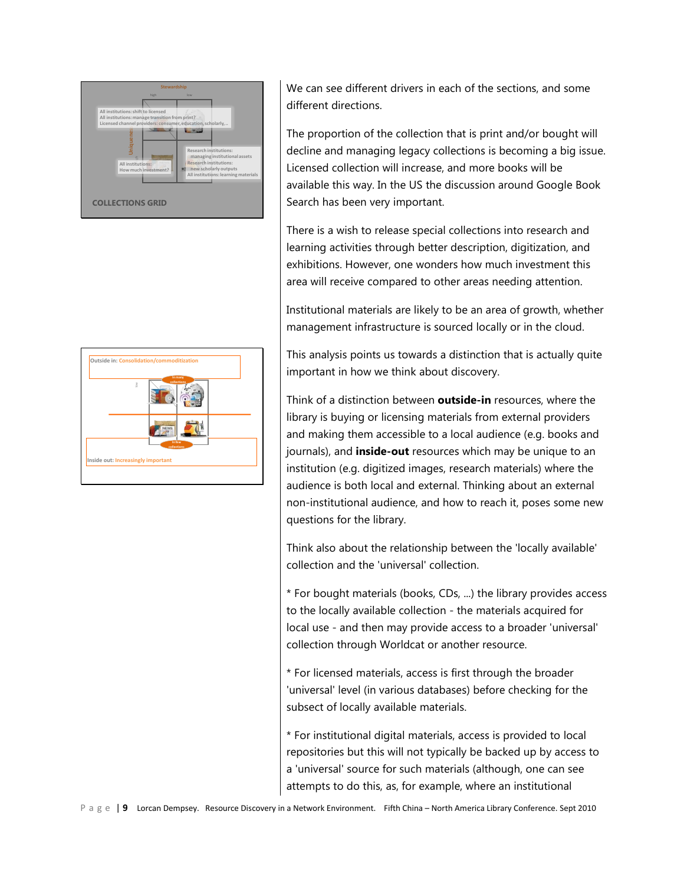We can see different drivers in each of the sections, and some different directions.

The proportion of the collection that is print and/or bought will decline and managing legacy collections is becoming a big issue. Licensed collection will increase, and more books will be available this way. In the US the discussion around Google Book Search has been very important.

There is a wish to release special collections into research and learning activities through better description, digitization, and exhibitions. However, one wonders how much investment this area will receive compared to other areas needing attention.

Institutional materials are likely to be an area of growth, whether management infrastructure is sourced locally or in the cloud.

This analysis points us towards a distinction that is actually quite important in how we think about discovery.

Think of a distinction between **outside-in** resources, where the library is buying or licensing materials from external providers and making them accessible to a local audience (e.g. books and journals), and **inside-out** resources which may be unique to an institution (e.g. digitized images, research materials) where the audience is both local and external. Thinking about an external non-institutional audience, and how to reach it, poses some new questions for the library.

Think also about the relationship between the 'locally available' collection and the 'universal' collection.

* For bought materials (books, CDs, ...) the library provides access to the locally available collection - the materials acquired for local use - and then may provide access to a broader 'universal' collection through Worldcat or another resource.

* For licensed materials, access is first through the broader 'universal' level (in various databases) before checking for the subsect of locally available materials.

* For institutional digital materials, access is provided to local repositories but this will not typically be backed up by access to a 'universal' source for such materials (although, one can see attempts to do this, as, for example, where an institutional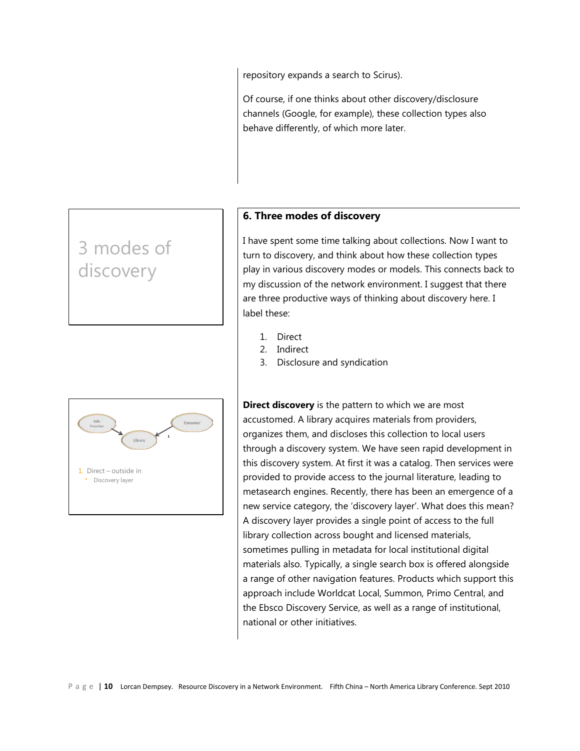repository expands a search to Scirus).

Of course, if one thinks about other discovery/disclosure channels (Google, for example), these collection types also behave differently, of which more later.

3 modes of discovery

## 6. Three modes of discovery

I have spent some time talking about collections. Now I want to turn to discovery, and think about how these collection types play in various discovery modes or models. This connects back to my discussion of the network environment. I suggest that there are three productive ways of thinking about discovery here. I label these:

1. Direct
2. Indirect
3. Disclosure and syndication

Info Provider → Library ← Consumer (1)

1. Direct – outside in
   * Discovery layer

**Direct discovery** is the pattern to which we are most accustomed. A library acquires materials from providers, organizes them, and discloses this collection to local users through a discovery system. We have seen rapid development in this discovery system. At first it was a catalog. Then services were provided to provide access to the journal literature, leading to metasearch engines. Recently, there has been an emergence of a new service category, the 'discovery layer'. What does this mean? A discovery layer provides a single point of access to the full library collection across bought and licensed materials, sometimes pulling in metadata for local institutional digital materials also. Typically, a single search box is offered alongside a range of other navigation features. Products which support this approach include Worldcat Local, Summon, Primo Central, and the Ebsco Discovery Service, as well as a range of institutional, national or other initiatives.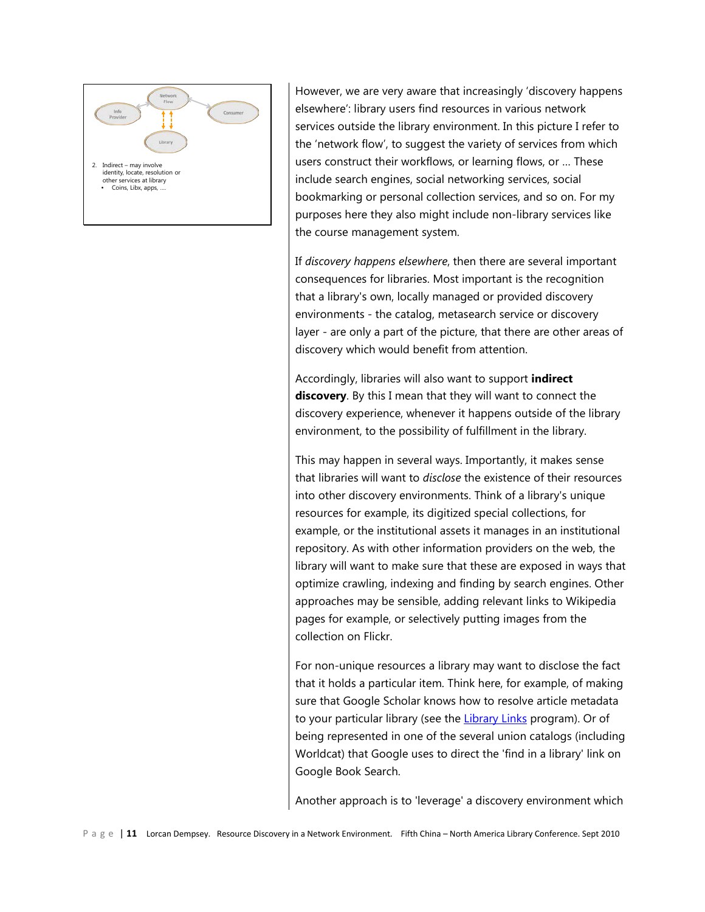2. Indirect – may involve identity, locate, resolution or other services at library
   - Coins, Libx, apps, ….

However, we are very aware that increasingly 'discovery happens elsewhere': library users find resources in various network services outside the library environment. In this picture I refer to the 'network flow', to suggest the variety of services from which users construct their workflows, or learning flows, or … These include search engines, social networking services, social bookmarking or personal collection services, and so on. For my purposes here they also might include non-library services like the course management system.

If *discovery happens elsewhere*, then there are several important consequences for libraries. Most important is the recognition that a library's own, locally managed or provided discovery environments - the catalog, metasearch service or discovery layer - are only a part of the picture, that there are other areas of discovery which would benefit from attention.

Accordingly, libraries will also want to support **indirect discovery**. By this I mean that they will want to connect the discovery experience, whenever it happens outside of the library environment, to the possibility of fulfillment in the library.

This may happen in several ways. Importantly, it makes sense that libraries will want to *disclose* the existence of their resources into other discovery environments. Think of a library's unique resources for example, its digitized special collections, for example, or the institutional assets it manages in an institutional repository. As with other information providers on the web, the library will want to make sure that these are exposed in ways that optimize crawling, indexing and finding by search engines. Other approaches may be sensible, adding relevant links to Wikipedia pages for example, or selectively putting images from the collection on Flickr.

For non-unique resources a library may want to disclose the fact that it holds a particular item. Think here, for example, of making sure that Google Scholar knows how to resolve article metadata to your particular library (see the Library Links program). Or of being represented in one of the several union catalogs (including Worldcat) that Google uses to direct the 'find in a library' link on Google Book Search.

Another approach is to 'leverage' a discovery environment which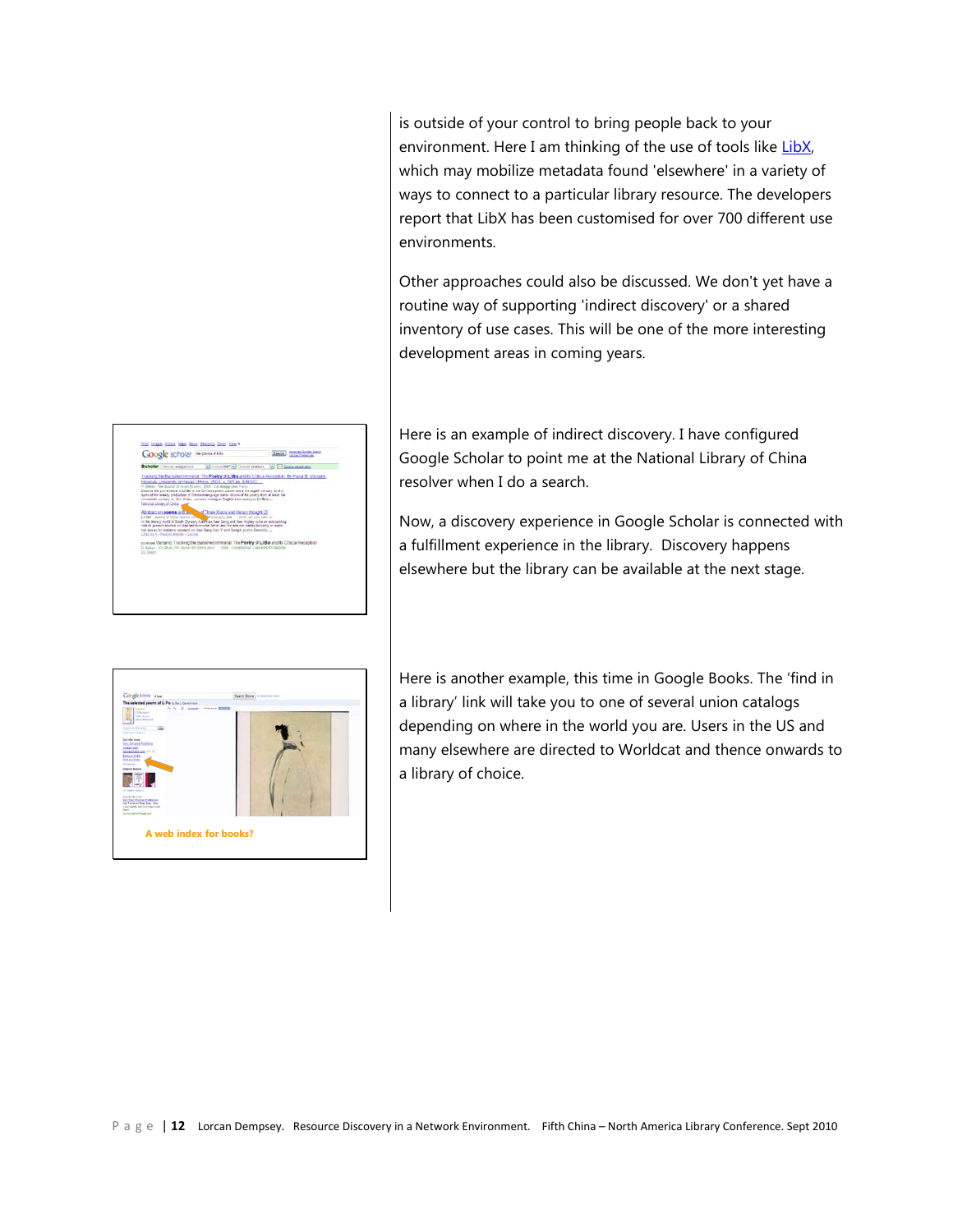is outside of your control to bring people back to your environment. Here I am thinking of the use of tools like [LibX](), which may mobilize metadata found 'elsewhere' in a variety of ways to connect to a particular library resource. The developers report that LibX has been customised for over 700 different use environments.

Other approaches could also be discussed. We don't yet have a routine way of supporting 'indirect discovery' or a shared inventory of use cases. This will be one of the more interesting development areas in coming years.

Here is an example of indirect discovery. I have configured Google Scholar to point me at the National Library of China resolver when I do a search.

Now, a discovery experience in Google Scholar is connected with a fulfillment experience in the library. Discovery happens elsewhere but the library can be available at the next stage.

A web index for books?

Here is another example, this time in Google Books. The 'find in a library' link will take you to one of several union catalogs depending on where in the world you are. Users in the US and many elsewhere are directed to Worldcat and thence onwards to a library of choice.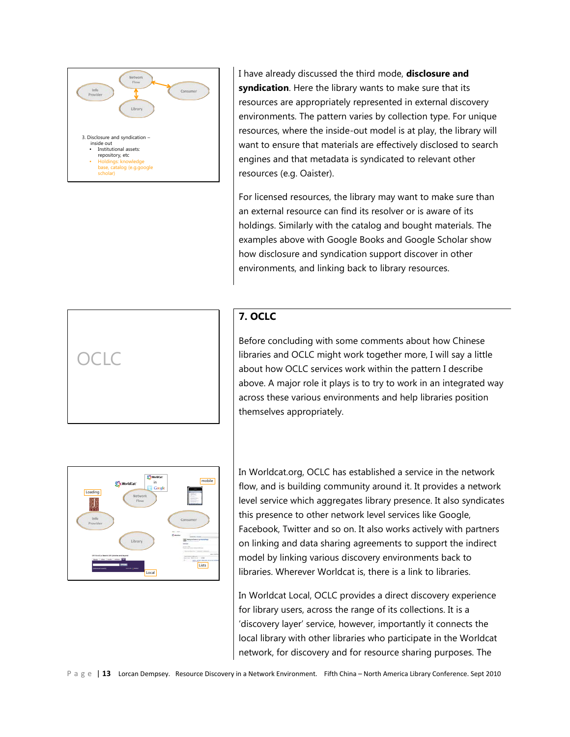I have already discussed the third mode, **disclosure and syndication**. Here the library wants to make sure that its resources are appropriately represented in external discovery environments. The pattern varies by collection type. For unique resources, where the inside-out model is at play, the library will want to ensure that materials are effectively disclosed to search engines and that metadata is syndicated to relevant other resources (e.g. Oaister).

For licensed resources, the library may want to make sure than an external resource can find its resolver or is aware of its holdings. Similarly with the catalog and bought materials. The examples above with Google Books and Google Scholar show how disclosure and syndication support discover in other environments, and linking back to library resources.

## 7. OCLC

Before concluding with some comments about how Chinese libraries and OCLC might work together more, I will say a little about how OCLC services work within the pattern I describe above. A major role it plays is to try to work in an integrated way across these various environments and help libraries position themselves appropriately.

In Worldcat.org, OCLC has established a service in the network flow, and is building community around it. It provides a network level service which aggregates library presence. It also syndicates this presence to other network level services like Google, Facebook, Twitter and so on. It also works actively with partners on linking and data sharing agreements to support the indirect model by linking various discovery environments back to libraries. Wherever Worldcat is, there is a link to libraries.

In Worldcat Local, OCLC provides a direct discovery experience for library users, across the range of its collections. It is a 'discovery layer' service, however, importantly it connects the local library with other libraries who participate in the Worldcat network, for discovery and for resource sharing purposes. The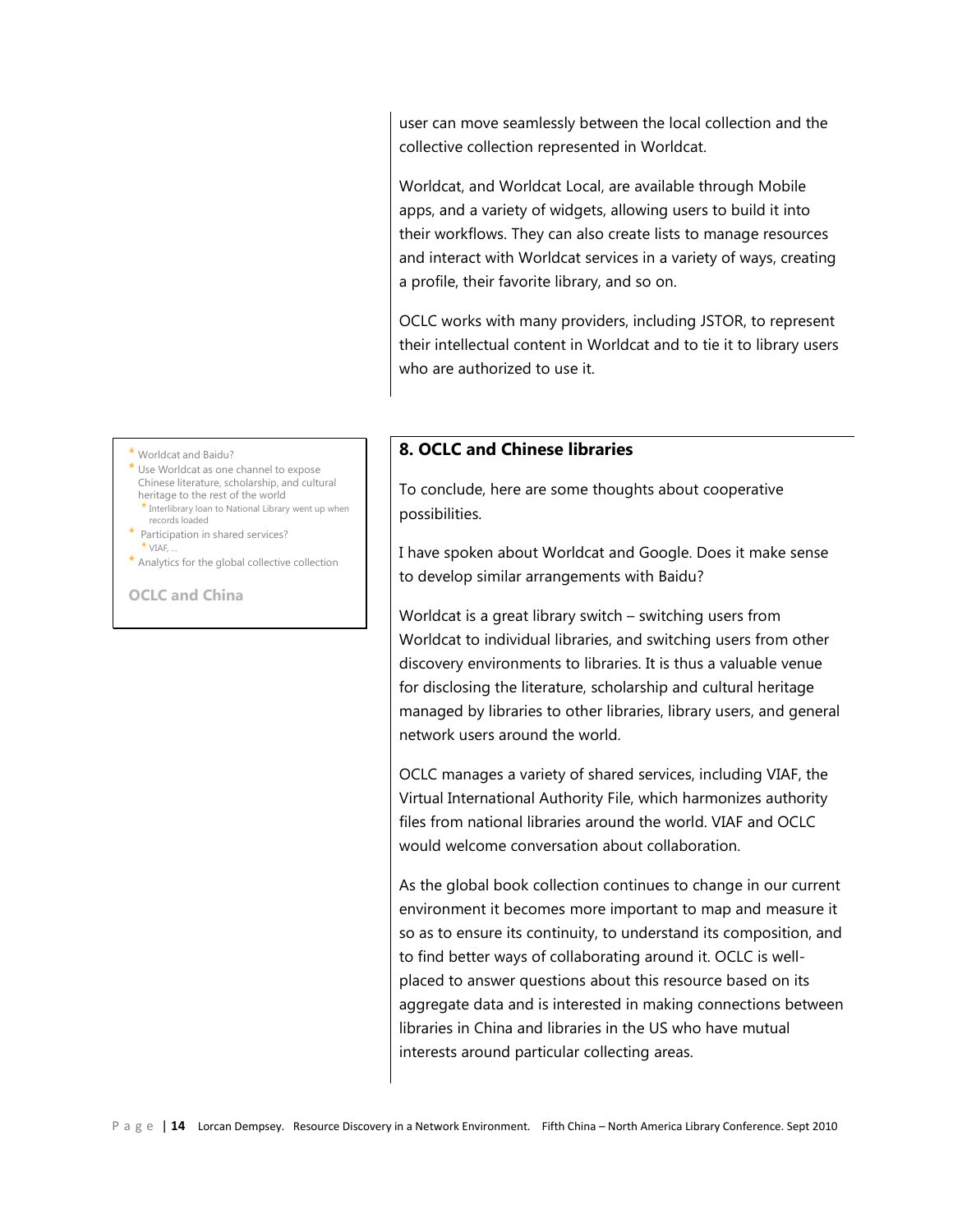user can move seamlessly between the local collection and the collective collection represented in Worldcat.

Worldcat, and Worldcat Local, are available through Mobile apps, and a variety of widgets, allowing users to build it into their workflows. They can also create lists to manage resources and interact with Worldcat services in a variety of ways, creating a profile, their favorite library, and so on.

OCLC works with many providers, including JSTOR, to represent their intellectual content in Worldcat and to tie it to library users who are authorized to use it.

- Worldcat and Baidu?
- Use Worldcat as one channel to expose Chinese literature, scholarship, and cultural heritage to the rest of the world
  - Interlibrary loan to National Library went up when records loaded
- Participation in shared services?
  - VIAF, …
- Analytics for the global collective collection

**OCLC and China**

## 8. OCLC and Chinese libraries

To conclude, here are some thoughts about cooperative possibilities.

I have spoken about Worldcat and Google. Does it make sense to develop similar arrangements with Baidu?

Worldcat is a great library switch – switching users from Worldcat to individual libraries, and switching users from other discovery environments to libraries. It is thus a valuable venue for disclosing the literature, scholarship and cultural heritage managed by libraries to other libraries, library users, and general network users around the world.

OCLC manages a variety of shared services, including VIAF, the Virtual International Authority File, which harmonizes authority files from national libraries around the world. VIAF and OCLC would welcome conversation about collaboration.

As the global book collection continues to change in our current environment it becomes more important to map and measure it so as to ensure its continuity, to understand its composition, and to find better ways of collaborating around it. OCLC is well-placed to answer questions about this resource based on its aggregate data and is interested in making connections between libraries in China and libraries in the US who have mutual interests around particular collecting areas.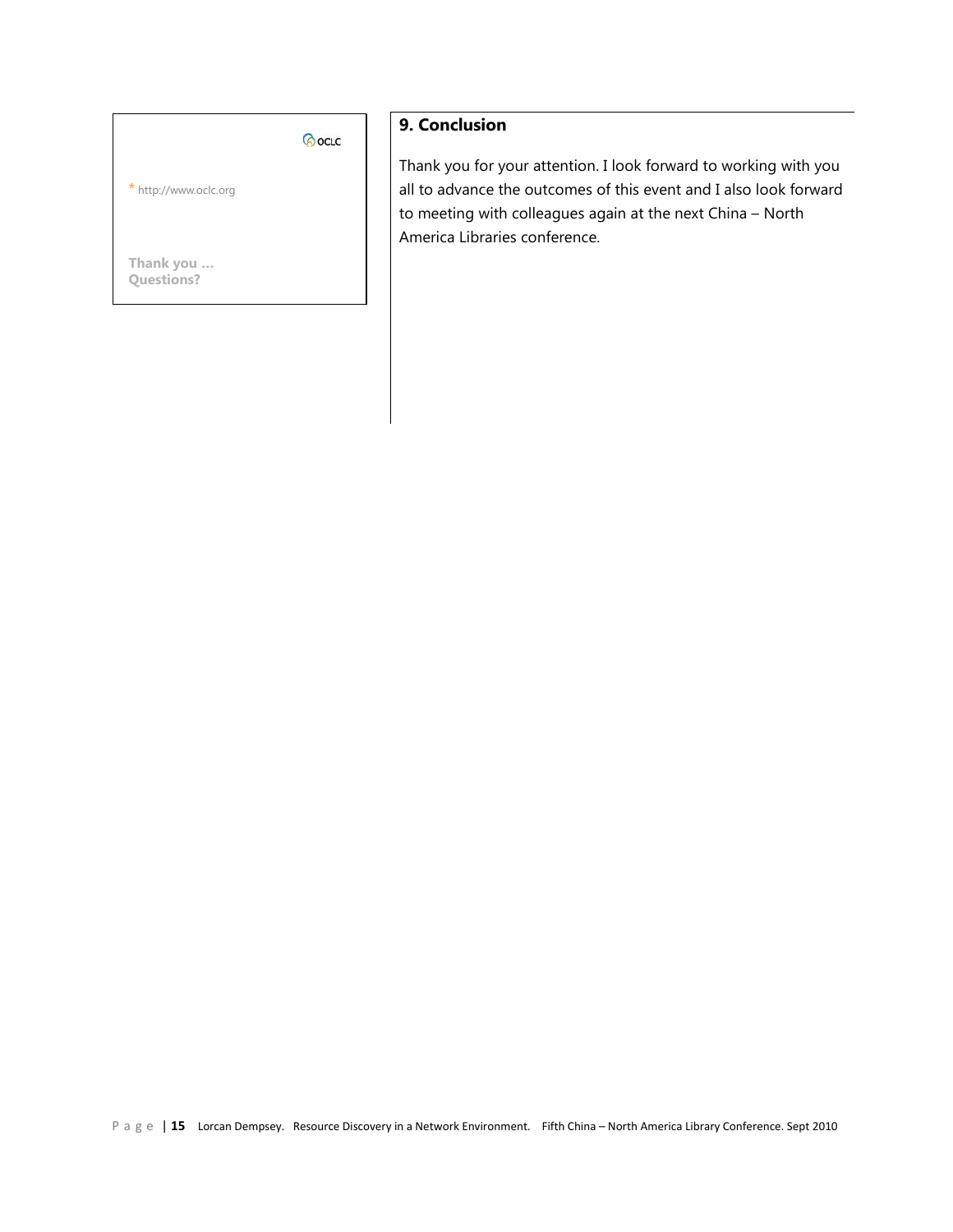OCLC

* http://www.oclc.org

**Thank you …**
**Questions?**

## 9. Conclusion

Thank you for your attention. I look forward to working with you all to advance the outcomes of this event and I also look forward to meeting with colleagues again at the next China – North America Libraries conference.